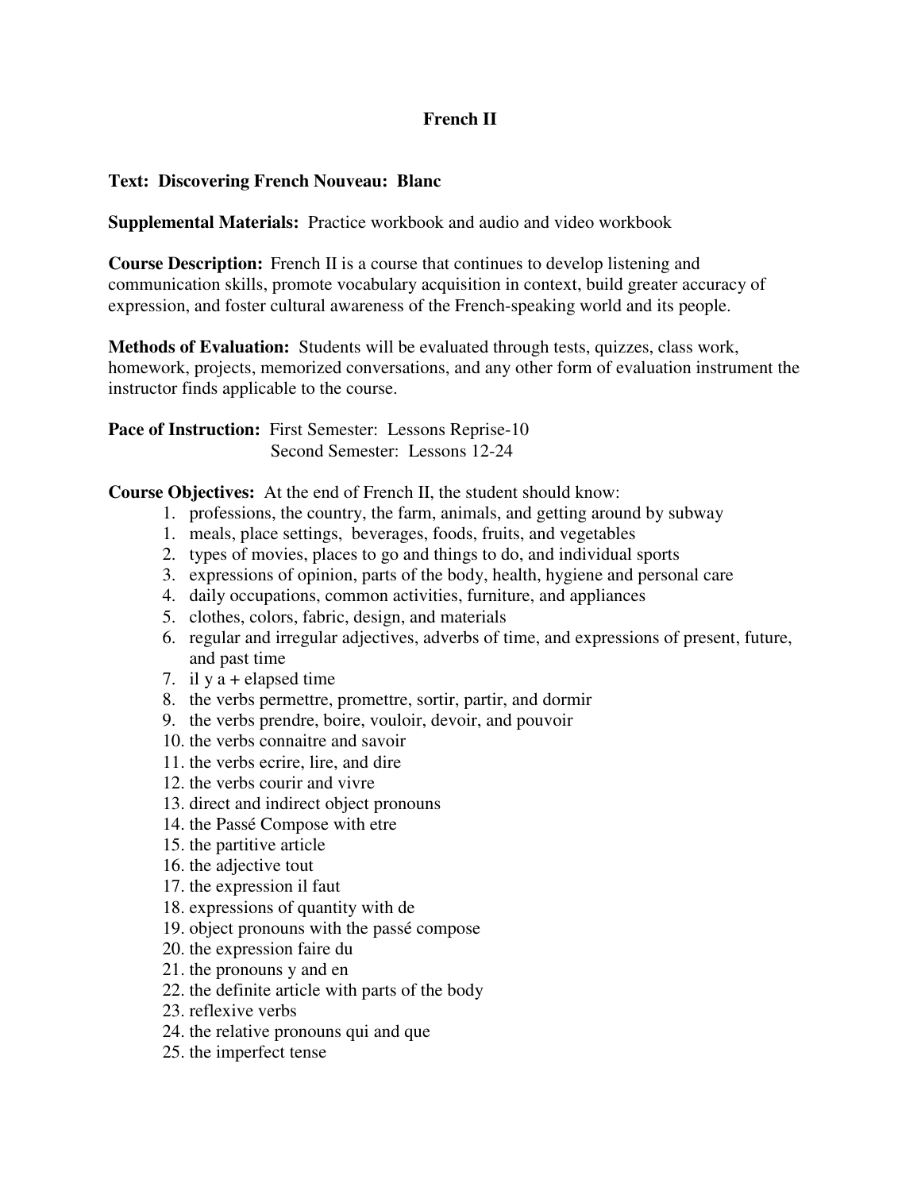# French II

**Text: Discovering French Nouveau: Blanc**

**Supplemental Materials:** Practice workbook and audio and video workbook

**Course Description:** French II is a course that continues to develop listening and communication skills, promote vocabulary acquisition in context, build greater accuracy of expression, and foster cultural awareness of the French-speaking world and its people.

**Methods of Evaluation:** Students will be evaluated through tests, quizzes, class work, homework, projects, memorized conversations, and any other form of evaluation instrument the instructor finds applicable to the course.

**Pace of Instruction:** First Semester: Lessons Reprise-10
Second Semester: Lessons 12-24

**Course Objectives:** At the end of French II, the student should know:

1. professions, the country, the farm, animals, and getting around by subway
1. meals, place settings, beverages, foods, fruits, and vegetables
2. types of movies, places to go and things to do, and individual sports
3. expressions of opinion, parts of the body, health, hygiene and personal care
4. daily occupations, common activities, furniture, and appliances
5. clothes, colors, fabric, design, and materials
6. regular and irregular adjectives, adverbs of time, and expressions of present, future, and past time
7. il y a + elapsed time
8. the verbs permettre, promettre, sortir, partir, and dormir
9. the verbs prendre, boire, vouloir, devoir, and pouvoir
10. the verbs connaitre and savoir
11. the verbs ecrire, lire, and dire
12. the verbs courir and vivre
13. direct and indirect object pronouns
14. the Passé Compose with etre
15. the partitive article
16. the adjective tout
17. the expression il faut
18. expressions of quantity with de
19. object pronouns with the passé compose
20. the expression faire du
21. the pronouns y and en
22. the definite article with parts of the body
23. reflexive verbs
24. the relative pronouns qui and que
25. the imperfect tense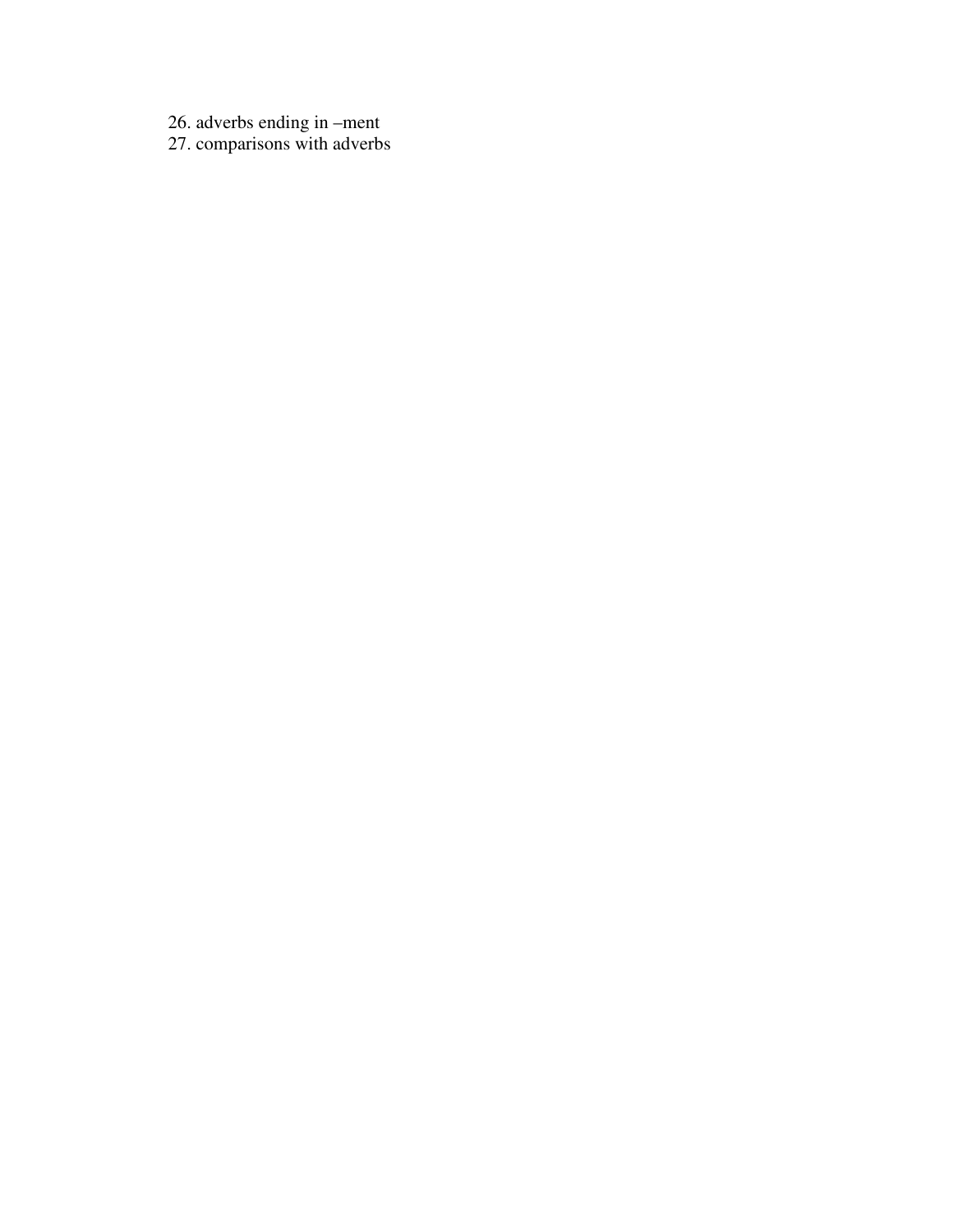26. adverbs ending in –ment
27. comparisons with adverbs